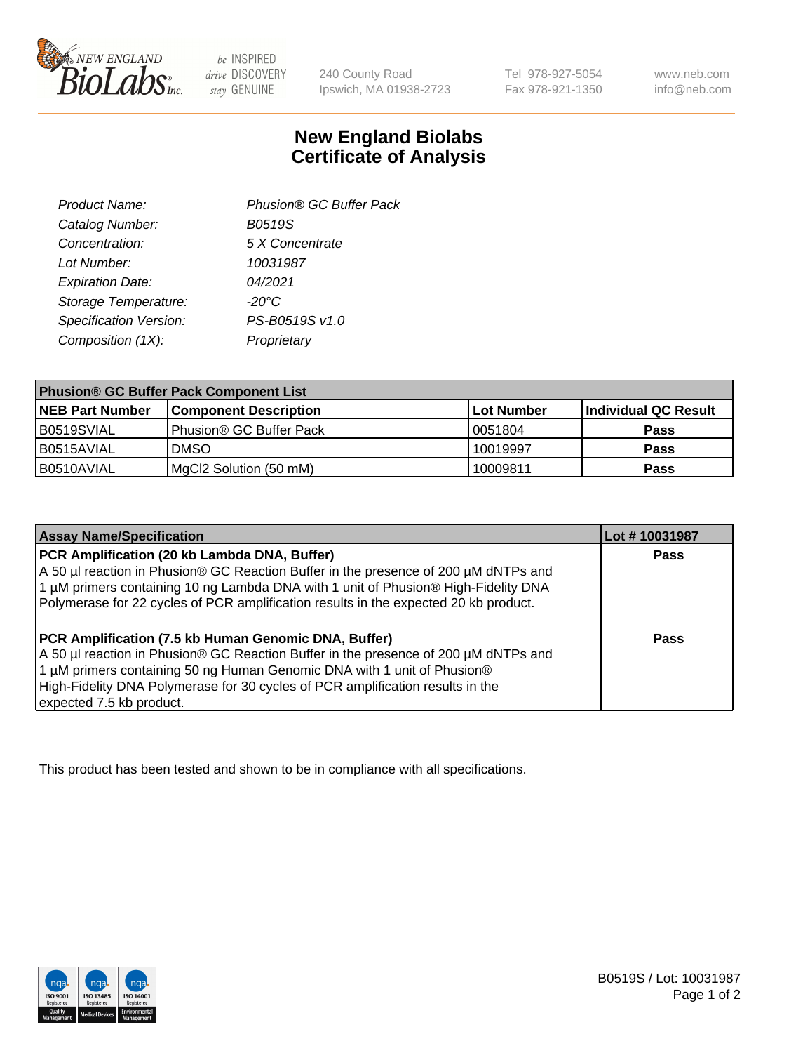# New England Biolabs
# Certificate of Analysis

| | |
|---|---|
| *Product Name:* | *Phusion® GC Buffer Pack* |
| *Catalog Number:* | *B0519S* |
| *Concentration:* | *5 X Concentrate* |
| *Lot Number:* | *10031987* |
| *Expiration Date:* | *04/2021* |
| *Storage Temperature:* | *-20°C* |
| *Specification Version:* | *PS-B0519S v1.0* |
| *Composition (1X):* | *Proprietary* |

| Phusion® GC Buffer Pack Component List | | | |
|---|---|---|---|
| **NEB Part Number** | **Component Description** | **Lot Number** | **Individual QC Result** |
| B0519SVIAL | Phusion® GC Buffer Pack | 0051804 | **Pass** |
| B0515AVIAL | DMSO | 10019997 | **Pass** |
| B0510AVIAL | MgCl2 Solution (50 mM) | 10009811 | **Pass** |

| Assay Name/Specification | Lot # 10031987 |
|---|---|
| **PCR Amplification (20 kb Lambda DNA, Buffer)** A 50 µl reaction in Phusion® GC Reaction Buffer in the presence of 200 µM dNTPs and 1 µM primers containing 10 ng Lambda DNA with 1 unit of Phusion® High-Fidelity DNA Polymerase for 22 cycles of PCR amplification results in the expected 20 kb product. | **Pass** |
| **PCR Amplification (7.5 kb Human Genomic DNA, Buffer)** A 50 µl reaction in Phusion® GC Reaction Buffer in the presence of 200 µM dNTPs and 1 µM primers containing 50 ng Human Genomic DNA with 1 unit of Phusion® High-Fidelity DNA Polymerase for 30 cycles of PCR amplification results in the expected 7.5 kb product. | **Pass** |

This product has been tested and shown to be in compliance with all specifications.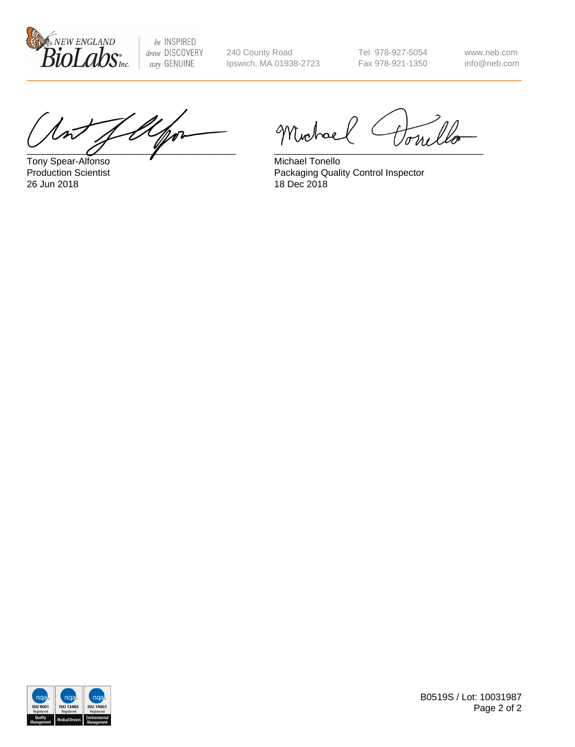be INSPIRED
drive DISCOVERY
stay GENUINE

240 County Road
Ipswich, MA 01938-2723

Tel 978-927-5054
Fax 978-921-1350

www.neb.com
info@neb.com

Tony Spear-Alfonso
Production Scientist
26 Jun 2018

Michael Tonello
Packaging Quality Control Inspector
18 Dec 2018

B0519S / Lot: 10031987